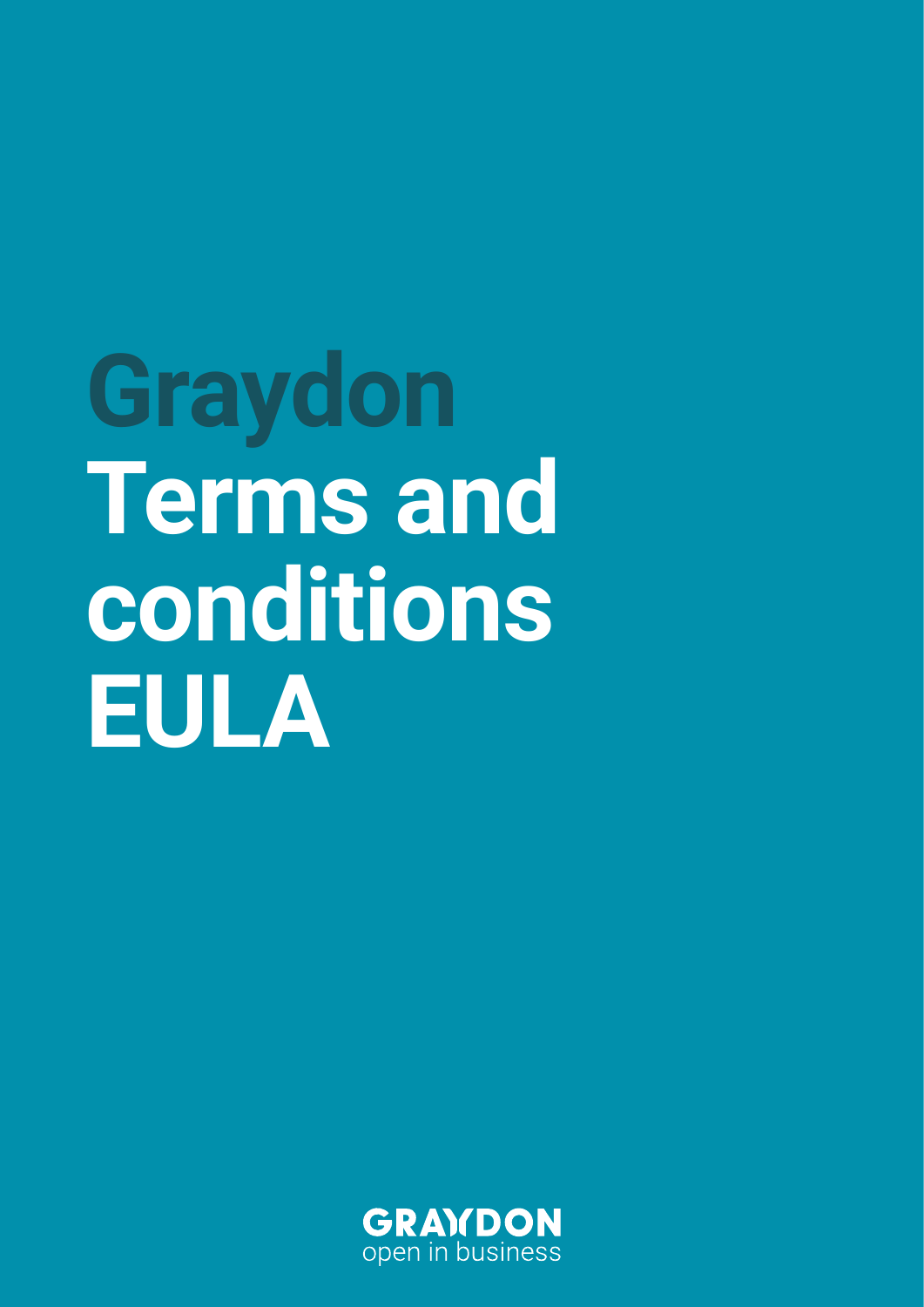# Graydon Terms and conditions EULA

GRAYDON
open in business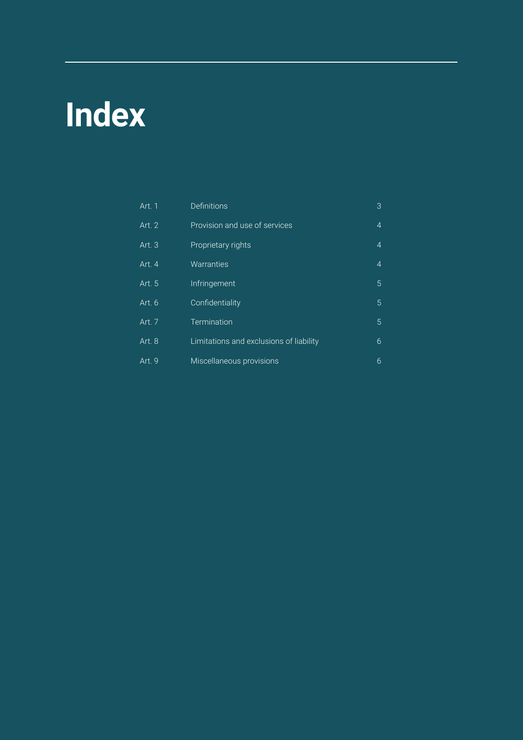# Index

| | | |
|---|---|---|
| Art. 1 | Definitions | 3 |
| Art. 2 | Provision and use of services | 4 |
| Art. 3 | Proprietary rights | 4 |
| Art. 4 | Warranties | 4 |
| Art. 5 | Infringement | 5 |
| Art. 6 | Confidentiality | 5 |
| Art. 7 | Termination | 5 |
| Art. 8 | Limitations and exclusions of liability | 6 |
| Art. 9 | Miscellaneous provisions | 6 |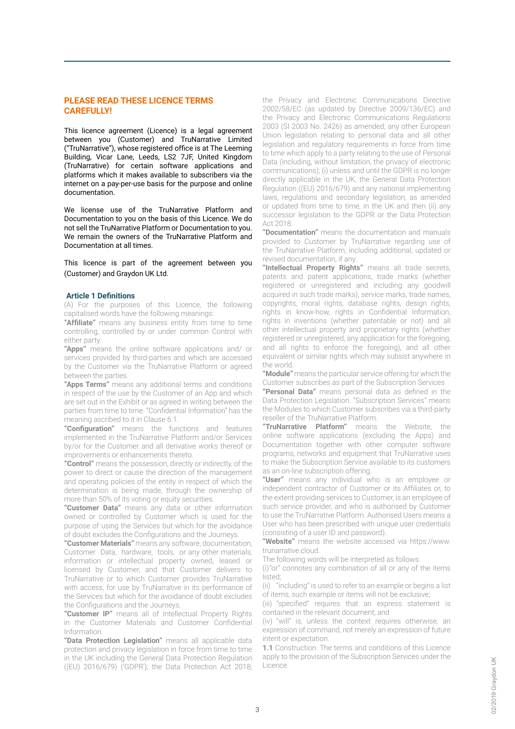## PLEASE READ THESE LICENCE TERMS CAREFULLY!

This licence agreement (Licence) is a legal agreement between you (Customer) and TruNarrative Limited ("TruNarrative"), whose registered office is at The Leeming Building, Vicar Lane, Leeds, LS2 7JF, United Kingdom (TruNarrative) for certain software applications and platforms which it makes available to subscribers via the internet on a pay-per-use basis for the purpose and online documentation.

We license use of the TruNarrative Platform and Documentation to you on the basis of this Licence. We do not sell the TruNarrative Platform or Documentation to you. We remain the owners of the TruNarrative Platform and Documentation at all times.

This licence is part of the agreement between you (Customer) and Graydon UK Ltd.

### Article 1 Definitions

(A) For the purposes of this Licence, the following capitalised words have the following meanings:

**"Affiliate"** means any business entity from time to time controlling, controlled by or under common Control with either party.

**"Apps"** means the online software applications and/ or services provided by third-parties and which are accessed by the Customer via the TruNarrative Platform or agreed between the parties.

**"Apps Terms"** means any additional terms and conditions in respect of the use by the Customer of an App and which are set out in the Exhibit or as agreed in writing between the parties from time to time. "Confidential Information" has the meaning ascribed to it in Clause 6.1.

**"Configuration"** means the functions and features implemented in the TruNarrative Platform and/or Services by/or for the Customer and all derivative works thereof or improvements or enhancements thereto.

**"Control"** means the possession, directly or indirectly, of the power to direct or cause the direction of the management and operating policies of the entity in respect of which the determination is being made, through the ownership of more than 50% of its voting or equity securities.

**"Customer Data"** means any data or other information owned or controlled by Customer which is used for the purpose of using the Services but which for the avoidance of doubt excludes the Configurations and the Journeys.

**"Customer Materials"** means any software, documentation, Customer Data, hardware, tools, or any other materials, information or intellectual property owned, leased or licensed by Customer, and that Customer delivers to TruNarrative or to which Customer provides TruNarrative with access, for use by TruNarrative in its performance of the Services but which for the avoidance of doubt excludes the Configurations and the Journeys.

**"Customer IP"** means all of Intellectual Property Rights in the Customer Materials and Customer Confidential Information.

**"Data Protection Legislation"** means all applicable data protection and privacy legislation in force from time to time in the UK including the General Data Protection Regulation ((EU) 2016/679) ('GDPR'); the Data Protection Act 2018; the Privacy and Electronic Communications Directive 2002/58/EC (as updated by Directive 2009/136/EC) and the Privacy and Electronic Communications Regulations 2003 (SI 2003 No. 2426) as amended; any other European Union legislation relating to personal data and all other legislation and regulatory requirements in force from time to time which apply to a party relating to the use of Personal Data (including, without limitation, the privacy of electronic communications); (i) unless and until the GDPR is no longer directly applicable in the UK, the General Data Protection Regulation ((EU) 2016/679) and any national implementing laws, regulations and secondary legislation, as amended or updated from time to time, in the UK and then (ii) any successor legislation to the GDPR or the Data Protection Act 2018.

**"Documentation"** means the documentation and manuals provided to Customer by TruNarrative regarding use of the TruNarrative Platform, including additional, updated or revised documentation, if any.

**"Intellectual Property Rights"** means all trade secrets, patents and patent applications, trade marks (whether registered or unregistered and including any goodwill acquired in such trade marks), service marks, trade names, copyrights, moral rights, database rights, design rights, rights in know-how, rights in Confidential Information, rights in inventions (whether patentable or not) and all other intellectual property and proprietary rights (whether registered or unregistered, any application for the foregoing, and all rights to enforce the foregoing), and all other equivalent or similar rights which may subsist anywhere in the world.

**"Module"** means the particular service offering for which the Customer subscribes as part of the Subscription Services

**"Personal Data"** means personal data as defined in the Data Protection Legislation. "Subscription Services" means the Modules to which Customer subscribes via a third-party reseller of the TruNarrative Platform.

**"TruNarrative Platform"** means the Website, the online software applications (excluding the Apps) and Documentation together with other computer software programs, networks and equipment that TruNarrative uses to make the Subscription Service available to its customers as an on-line subscription offering.

**"User"** means any individual who is an employee or independent contractor of Customer or its Affiliates or, to the extent providing services to Customer, is an employee of such service provider, and who is authorised by Customer to use the TruNarrative Platform. Authorised Users means a User who has been prescribed with unique user credentials (consisting of a user ID and password).

**"Website"** means the website accessed via https://www.trunarrative.cloud.

The following words will be interpreted as follows:

(i) "or" connotes any combination of all or any of the items listed;

(ii) "including" is used to refer to an example or begins a list of items, such example or items will not be exclusive;

(iii) "specified" requires that an express statement is contained in the relevant document; and

(iv) "will" is, unless the context requires otherwise, an expression of command, not merely an expression of future intent or expectation.

**1.1** Construction. The terms and conditions of this Licence apply to the provision of the Subscription Services under the Licence.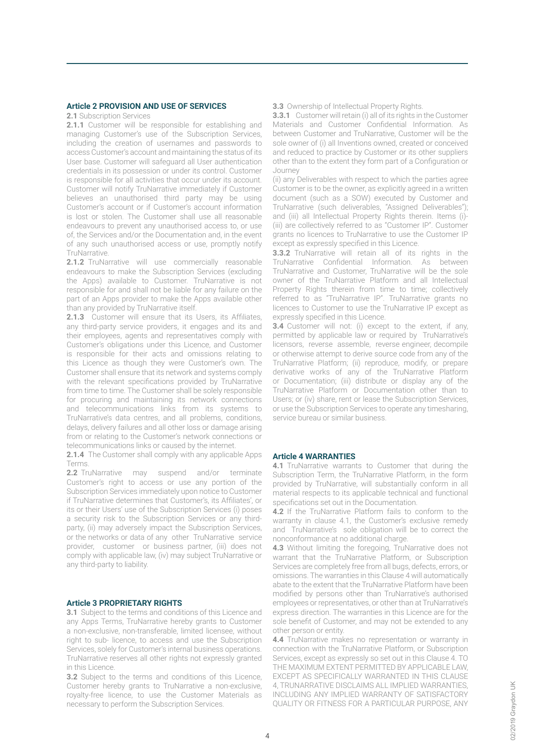## Article 2 PROVISION AND USE OF SERVICES

**2.1** Subscription Services

**2.1.1** Customer will be responsible for establishing and managing Customer's use of the Subscription Services, including the creation of usernames and passwords to access Customer's account and maintaining the status of its User base. Customer will safeguard all User authentication credentials in its possession or under its control. Customer is responsible for all activities that occur under its account. Customer will notify TruNarrative immediately if Customer believes an unauthorised third party may be using Customer's account or if Customer's account information is lost or stolen. The Customer shall use all reasonable endeavours to prevent any unauthorised access to, or use of, the Services and/or the Documentation and, in the event of any such unauthorised access or use, promptly notify TruNarrative.

**2.1.2** TruNarrative will use commercially reasonable endeavours to make the Subscription Services (excluding the Apps) available to Customer. TruNarrative is not responsible for and shall not be liable for any failure on the part of an Apps provider to make the Apps available other than any provided by TruNarrative itself.

**2.1.3** Customer will ensure that its Users, its Affiliates, any third-party service providers, it engages and its and their employees, agents and representatives comply with Customer's obligations under this Licence, and Customer is responsible for their acts and omissions relating to this Licence as though they were Customer's own. The Customer shall ensure that its network and systems comply with the relevant specifications provided by TruNarrative from time to time. The Customer shall be solely responsible for procuring and maintaining its network connections and telecommunications links from its systems to TruNarrative's data centres, and all problems, conditions, delays, delivery failures and all other loss or damage arising from or relating to the Customer's network connections or telecommunications links or caused by the internet.

**2.1.4** The Customer shall comply with any applicable Apps Terms.

**2.2** TruNarrative may suspend and/or terminate Customer's right to access or use any portion of the Subscription Services immediately upon notice to Customer if TruNarrative determines that Customer's, its Affiliates', or its or their Users' use of the Subscription Services (i) poses a security risk to the Subscription Services or any third-party, (ii) may adversely impact the Subscription Services, or the networks or data of any other TruNarrative service provider, customer or business partner, (iii) does not comply with applicable law, (iv) may subject TruNarrative or any third-party to liability.

## Article 3 PROPRIETARY RIGHTS

**3.1** Subject to the terms and conditions of this Licence and any Apps Terms, TruNarrative hereby grants to Customer a non-exclusive, non-transferable, limited licensee, without right to sub- licence, to access and use the Subscription Services, solely for Customer's internal business operations. TruNarrative reserves all other rights not expressly granted in this Licence.

**3.2** Subject to the terms and conditions of this Licence, Customer hereby grants to TruNarrative a non-exclusive, royalty-free licence, to use the Customer Materials as necessary to perform the Subscription Services.

**3.3** Ownership of Intellectual Property Rights.

**3.3.1** Customer will retain (i) all of its rights in the Customer Materials and Customer Confidential Information. As between Customer and TruNarrative, Customer will be the sole owner of (i) all Inventions owned, created or conceived and reduced to practice by Customer or its other suppliers other than to the extent they form part of a Configuration or Journey

(ii) any Deliverables with respect to which the parties agree Customer is to be the owner, as explicitly agreed in a written document (such as a SOW) executed by Customer and TruNarrative (such deliverables, "Assigned Deliverables"); and (iii) all Intellectual Property Rights therein. Items (i)-(iii) are collectively referred to as "Customer IP". Customer grants no licences to TruNarrative to use the Customer IP except as expressly specified in this Licence.

**3.3.2** TruNarrative will retain all of its rights in the TruNarrative Confidential Information. As between TruNarrative and Customer, TruNarrative will be the sole owner of the TruNarrative Platform and all Intellectual Property Rights therein from time to time; collectively referred to as "TruNarrative IP". TruNarrative grants no licences to Customer to use the TruNarrative IP except as expressly specified in this Licence.

**3.4** Customer will not: (i) except to the extent, if any, permitted by applicable law or required by TruNarrative's licensors, reverse assemble, reverse engineer, decompile or otherwise attempt to derive source code from any of the TruNarrative Platform; (ii) reproduce, modify, or prepare derivative works of any of the TruNarrative Platform or Documentation; (iii) distribute or display any of the TruNarrative Platform or Documentation other than to Users; or (iv) share, rent or lease the Subscription Services, or use the Subscription Services to operate any timesharing, service bureau or similar business.

## Article 4 WARRANTIES

**4.1** TruNarrative warrants to Customer that during the Subscription Term, the TruNarrative Platform, in the form provided by TruNarrative, will substantially conform in all material respects to its applicable technical and functional specifications set out in the Documentation.

**4.2** If the TruNarrative Platform fails to conform to the warranty in clause 4.1, the Customer's exclusive remedy and TruNarrative's sole obligation will be to correct the nonconformance at no additional charge.

**4.3** Without limiting the foregoing, TruNarrative does not warrant that the TruNarrative Platform, or Subscription Services are completely free from all bugs, defects, errors, or omissions. The warranties in this Clause 4 will automatically abate to the extent that the TruNarrative Platform have been modified by persons other than TruNarrative's authorised employees or representatives, or other than at TruNarrative's express direction. The warranties in this Licence are for the sole benefit of Customer, and may not be extended to any other person or entity.

**4.4** TruNarrative makes no representation or warranty in connection with the TruNarrative Platform, or Subscription Services, except as expressly so set out in this Clause 4. TO THE MAXIMUM EXTENT PERMITTED BY APPLICABLE LAW, EXCEPT AS SPECIFICALLY WARRANTED IN THIS CLAUSE 4, TRUNARRATIVE DISCLAIMS ALL IMPLIED WARRANTIES, INCLUDING ANY IMPLIED WARRANTY OF SATISFACTORY QUALITY OR FITNESS FOR A PARTICULAR PURPOSE, ANY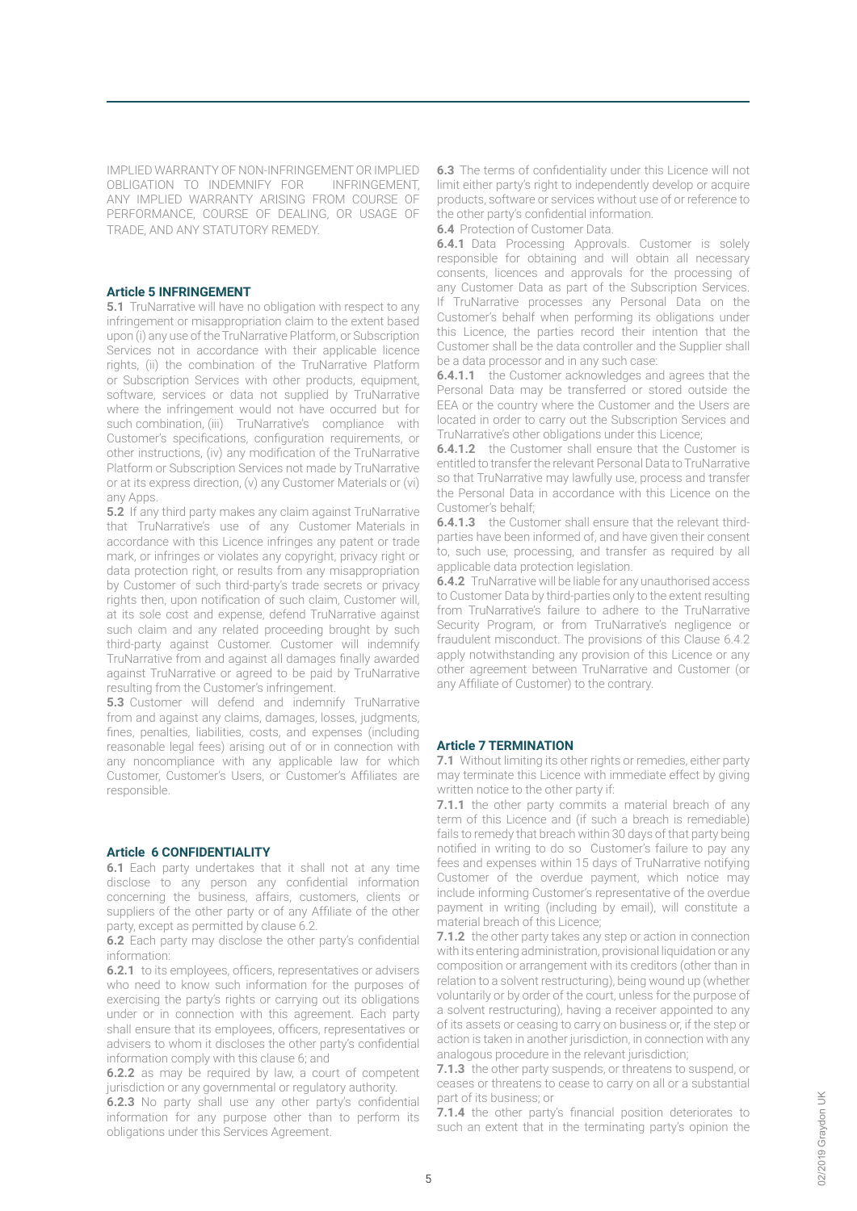IMPLIED WARRANTY OF NON-INFRINGEMENT OR IMPLIED OBLIGATION TO INDEMNIFY FOR INFRINGEMENT, ANY IMPLIED WARRANTY ARISING FROM COURSE OF PERFORMANCE, COURSE OF DEALING, OR USAGE OF TRADE, AND ANY STATUTORY REMEDY.

### Article 5 INFRINGEMENT

**5.1** TruNarrative will have no obligation with respect to any infringement or misappropriation claim to the extent based upon (i) any use of the TruNarrative Platform, or Subscription Services not in accordance with their applicable licence rights, (ii) the combination of the TruNarrative Platform or Subscription Services with other products, equipment, software, services or data not supplied by TruNarrative where the infringement would not have occurred but for such combination, (iii) TruNarrative's compliance with Customer's specifications, configuration requirements, or other instructions, (iv) any modification of the TruNarrative Platform or Subscription Services not made by TruNarrative or at its express direction, (v) any Customer Materials or (vi) any Apps.

**5.2** If any third party makes any claim against TruNarrative that TruNarrative's use of any Customer Materials in accordance with this Licence infringes any patent or trade mark, or infringes or violates any copyright, privacy right or data protection right, or results from any misappropriation by Customer of such third-party's trade secrets or privacy rights then, upon notification of such claim, Customer will, at its sole cost and expense, defend TruNarrative against such claim and any related proceeding brought by such third-party against Customer. Customer will indemnify TruNarrative from and against all damages finally awarded against TruNarrative or agreed to be paid by TruNarrative resulting from the Customer's infringement.

**5.3** Customer will defend and indemnify TruNarrative from and against any claims, damages, losses, judgments, fines, penalties, liabilities, costs, and expenses (including reasonable legal fees) arising out of or in connection with any noncompliance with any applicable law for which Customer, Customer's Users, or Customer's Affiliates are responsible.

### Article 6 CONFIDENTIALITY

**6.1** Each party undertakes that it shall not at any time disclose to any person any confidential information concerning the business, affairs, customers, clients or suppliers of the other party or of any Affiliate of the other party, except as permitted by clause 6.2.

**6.2** Each party may disclose the other party's confidential information:

**6.2.1** to its employees, officers, representatives or advisers who need to know such information for the purposes of exercising the party's rights or carrying out its obligations under or in connection with this agreement. Each party shall ensure that its employees, officers, representatives or advisers to whom it discloses the other party's confidential information comply with this clause 6; and

**6.2.2** as may be required by law, a court of competent jurisdiction or any governmental or regulatory authority.

**6.2.3** No party shall use any other party's confidential information for any purpose other than to perform its obligations under this Services Agreement.

**6.3** The terms of confidentiality under this Licence will not limit either party's right to independently develop or acquire products, software or services without use of or reference to the other party's confidential information.

**6.4** Protection of Customer Data.

**6.4.1** Data Processing Approvals. Customer is solely responsible for obtaining and will obtain all necessary consents, licences and approvals for the processing of any Customer Data as part of the Subscription Services. If TruNarrative processes any Personal Data on the Customer's behalf when performing its obligations under this Licence, the parties record their intention that the Customer shall be the data controller and the Supplier shall be a data processor and in any such case:

**6.4.1.1** the Customer acknowledges and agrees that the Personal Data may be transferred or stored outside the EEA or the country where the Customer and the Users are located in order to carry out the Subscription Services and TruNarrative's other obligations under this Licence;

**6.4.1.2** the Customer shall ensure that the Customer is entitled to transfer the relevant Personal Data to TruNarrative so that TruNarrative may lawfully use, process and transfer the Personal Data in accordance with this Licence on the Customer's behalf;

**6.4.1.3** the Customer shall ensure that the relevant third-parties have been informed of, and have given their consent to, such use, processing, and transfer as required by all applicable data protection legislation.

**6.4.2** TruNarrative will be liable for any unauthorised access to Customer Data by third-parties only to the extent resulting from TruNarrative's failure to adhere to the TruNarrative Security Program, or from TruNarrative's negligence or fraudulent misconduct. The provisions of this Clause 6.4.2 apply notwithstanding any provision of this Licence or any other agreement between TruNarrative and Customer (or any Affiliate of Customer) to the contrary.

### Article 7 TERMINATION

**7.1** Without limiting its other rights or remedies, either party may terminate this Licence with immediate effect by giving written notice to the other party if:

**7.1.1** the other party commits a material breach of any term of this Licence and (if such a breach is remediable) fails to remedy that breach within 30 days of that party being notified in writing to do so Customer's failure to pay any fees and expenses within 15 days of TruNarrative notifying Customer of the overdue payment, which notice may include informing Customer's representative of the overdue payment in writing (including by email), will constitute a material breach of this Licence;

**7.1.2** the other party takes any step or action in connection with its entering administration, provisional liquidation or any composition or arrangement with its creditors (other than in relation to a solvent restructuring), being wound up (whether voluntarily or by order of the court, unless for the purpose of a solvent restructuring), having a receiver appointed to any of its assets or ceasing to carry on business or, if the step or action is taken in another jurisdiction, in connection with any analogous procedure in the relevant jurisdiction;

**7.1.3** the other party suspends, or threatens to suspend, or ceases or threatens to cease to carry on all or a substantial part of its business; or

**7.1.4** the other party's financial position deteriorates to such an extent that in the terminating party's opinion the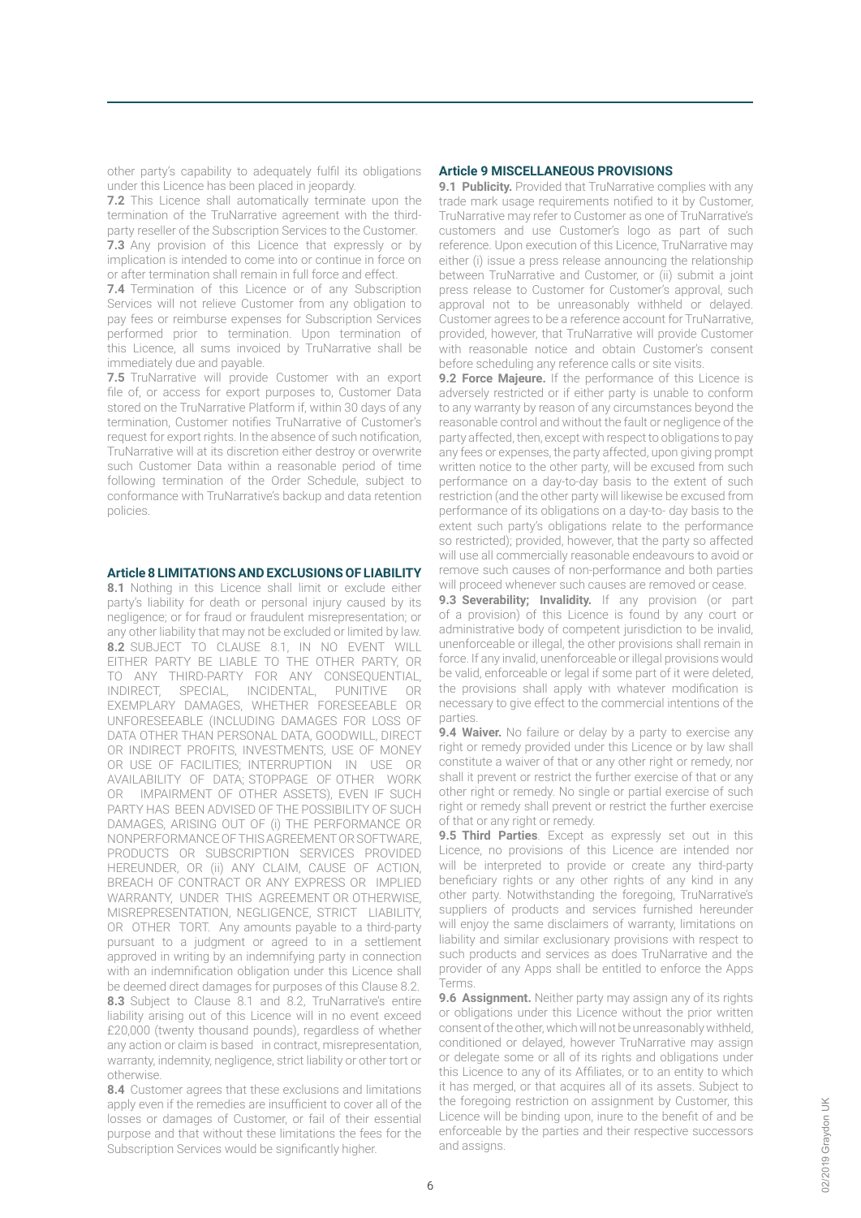other party's capability to adequately fulfil its obligations under this Licence has been placed in jeopardy.

**7.2** This Licence shall automatically terminate upon the termination of the TruNarrative agreement with the third-party reseller of the Subscription Services to the Customer.

**7.3** Any provision of this Licence that expressly or by implication is intended to come into or continue in force on or after termination shall remain in full force and effect.

**7.4** Termination of this Licence or of any Subscription Services will not relieve Customer from any obligation to pay fees or reimburse expenses for Subscription Services performed prior to termination. Upon termination of this Licence, all sums invoiced by TruNarrative shall be immediately due and payable.

**7.5** TruNarrative will provide Customer with an export file of, or access for export purposes to, Customer Data stored on the TruNarrative Platform if, within 30 days of any termination, Customer notifies TruNarrative of Customer's request for export rights. In the absence of such notification, TruNarrative will at its discretion either destroy or overwrite such Customer Data within a reasonable period of time following termination of the Order Schedule, subject to conformance with TruNarrative's backup and data retention policies.

### Article 8 LIMITATIONS AND EXCLUSIONS OF LIABILITY

**8.1** Nothing in this Licence shall limit or exclude either party's liability for death or personal injury caused by its negligence; or for fraud or fraudulent misrepresentation; or any other liability that may not be excluded or limited by law.

**8.2** SUBJECT TO CLAUSE 8.1, IN NO EVENT WILL EITHER PARTY BE LIABLE TO THE OTHER PARTY, OR TO ANY THIRD-PARTY FOR ANY CONSEQUENTIAL, INDIRECT, SPECIAL, INCIDENTAL, PUNITIVE OR EXEMPLARY DAMAGES, WHETHER FORESEEABLE OR UNFORESEEABLE (INCLUDING DAMAGES FOR LOSS OF DATA OTHER THAN PERSONAL DATA, GOODWILL, DIRECT OR INDIRECT PROFITS, INVESTMENTS, USE OF MONEY OR USE OF FACILITIES; INTERRUPTION IN USE OR AVAILABILITY OF DATA; STOPPAGE OF OTHER WORK OR IMPAIRMENT OF OTHER ASSETS), EVEN IF SUCH PARTY HAS BEEN ADVISED OF THE POSSIBILITY OF SUCH DAMAGES, ARISING OUT OF (i) THE PERFORMANCE OR NONPERFORMANCE OF THIS AGREEMENT OR SOFTWARE, PRODUCTS OR SUBSCRIPTION SERVICES PROVIDED HEREUNDER, OR (ii) ANY CLAIM, CAUSE OF ACTION, BREACH OF CONTRACT OR ANY EXPRESS OR IMPLIED WARRANTY, UNDER THIS AGREEMENT OR OTHERWISE, MISREPRESENTATION, NEGLIGENCE, STRICT LIABILITY, OR OTHER TORT. Any amounts payable to a third-party pursuant to a judgment or agreed to in a settlement approved in writing by an indemnifying party in connection with an indemnification obligation under this Licence shall be deemed direct damages for purposes of this Clause 8.2.

**8.3** Subject to Clause 8.1 and 8.2, TruNarrative's entire liability arising out of this Licence will in no event exceed £20,000 (twenty thousand pounds), regardless of whether any action or claim is based in contract, misrepresentation, warranty, indemnity, negligence, strict liability or other tort or otherwise.

**8.4** Customer agrees that these exclusions and limitations apply even if the remedies are insufficient to cover all of the losses or damages of Customer, or fail of their essential purpose and that without these limitations the fees for the Subscription Services would be significantly higher.

### Article 9 MISCELLANEOUS PROVISIONS

**9.1 Publicity.** Provided that TruNarrative complies with any trade mark usage requirements notified to it by Customer, TruNarrative may refer to Customer as one of TruNarrative's customers and use Customer's logo as part of such reference. Upon execution of this Licence, TruNarrative may either (i) issue a press release announcing the relationship between TruNarrative and Customer, or (ii) submit a joint press release to Customer for Customer's approval, such approval not to be unreasonably withheld or delayed. Customer agrees to be a reference account for TruNarrative, provided, however, that TruNarrative will provide Customer with reasonable notice and obtain Customer's consent before scheduling any reference calls or site visits.

**9.2 Force Majeure.** If the performance of this Licence is adversely restricted or if either party is unable to conform to any warranty by reason of any circumstances beyond the reasonable control and without the fault or negligence of the party affected, then, except with respect to obligations to pay any fees or expenses, the party affected, upon giving prompt written notice to the other party, will be excused from such performance on a day-to-day basis to the extent of such restriction (and the other party will likewise be excused from performance of its obligations on a day-to- day basis to the extent such party's obligations relate to the performance so restricted); provided, however, that the party so affected will use all commercially reasonable endeavours to avoid or remove such causes of non-performance and both parties will proceed whenever such causes are removed or cease.

**9.3 Severability; Invalidity.** If any provision (or part of a provision) of this Licence is found by any court or administrative body of competent jurisdiction to be invalid, unenforceable or illegal, the other provisions shall remain in force. If any invalid, unenforceable or illegal provisions would be valid, enforceable or legal if some part of it were deleted, the provisions shall apply with whatever modification is necessary to give effect to the commercial intentions of the parties.

**9.4 Waiver.** No failure or delay by a party to exercise any right or remedy provided under this Licence or by law shall constitute a waiver of that or any other right or remedy, nor shall it prevent or restrict the further exercise of that or any other right or remedy. No single or partial exercise of such right or remedy shall prevent or restrict the further exercise of that or any right or remedy.

**9.5 Third Parties**. Except as expressly set out in this Licence, no provisions of this Licence are intended nor will be interpreted to provide or create any third-party beneficiary rights or any other rights of any kind in any other party. Notwithstanding the foregoing, TruNarrative's suppliers of products and services furnished hereunder will enjoy the same disclaimers of warranty, limitations on liability and similar exclusionary provisions with respect to such products and services as does TruNarrative and the provider of any Apps shall be entitled to enforce the Apps Terms.

**9.6 Assignment.** Neither party may assign any of its rights or obligations under this Licence without the prior written consent of the other, which will not be unreasonably withheld, conditioned or delayed, however TruNarrative may assign or delegate some or all of its rights and obligations under this Licence to any of its Affiliates, or to an entity to which it has merged, or that acquires all of its assets. Subject to the foregoing restriction on assignment by Customer, this Licence will be binding upon, inure to the benefit of and be enforceable by the parties and their respective successors and assigns.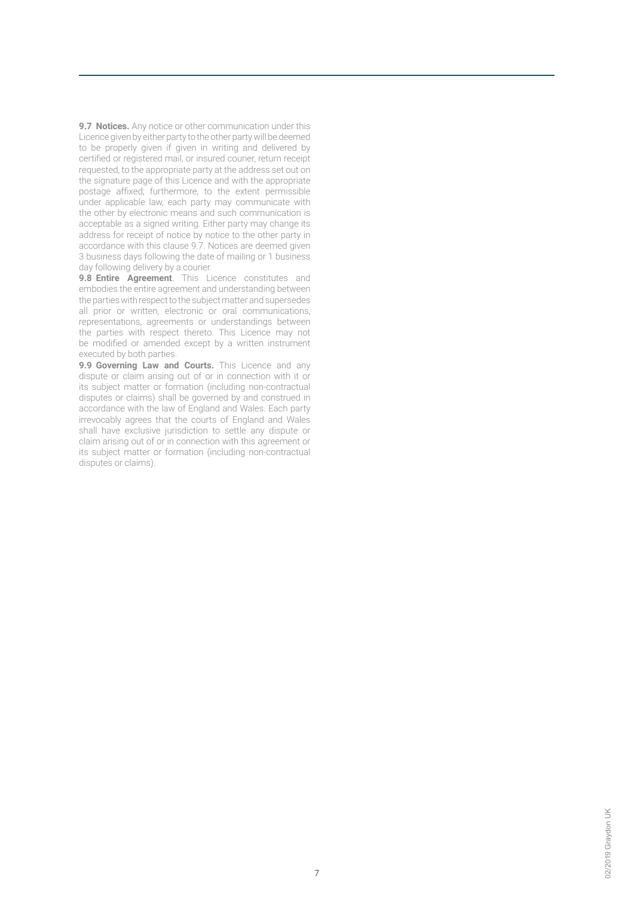**9.7 Notices.** Any notice or other communication under this Licence given by either party to the other party will be deemed to be properly given if given in writing and delivered by certified or registered mail, or insured courier, return receipt requested, to the appropriate party at the address set out on the signature page of this Licence and with the appropriate postage affixed; furthermore, to the extent permissible under applicable law, each party may communicate with the other by electronic means and such communication is acceptable as a signed writing. Either party may change its address for receipt of notice by notice to the other party in accordance with this clause 9.7. Notices are deemed given 3 business days following the date of mailing or 1 business day following delivery by a courier.

**9.8 Entire Agreement**. This Licence constitutes and embodies the entire agreement and understanding between the parties with respect to the subject matter and supersedes all prior or written, electronic or oral communications, representations, agreements or understandings between the parties with respect thereto. This Licence may not be modified or amended except by a written instrument executed by both parties.

**9.9 Governing Law and Courts.** This Licence and any dispute or claim arising out of or in connection with it or its subject matter or formation (including non-contractual disputes or claims) shall be governed by and construed in accordance with the law of England and Wales. Each party irrevocably agrees that the courts of England and Wales shall have exclusive jurisdiction to settle any dispute or claim arising out of or in connection with this agreement or its subject matter or formation (including non-contractual disputes or claims).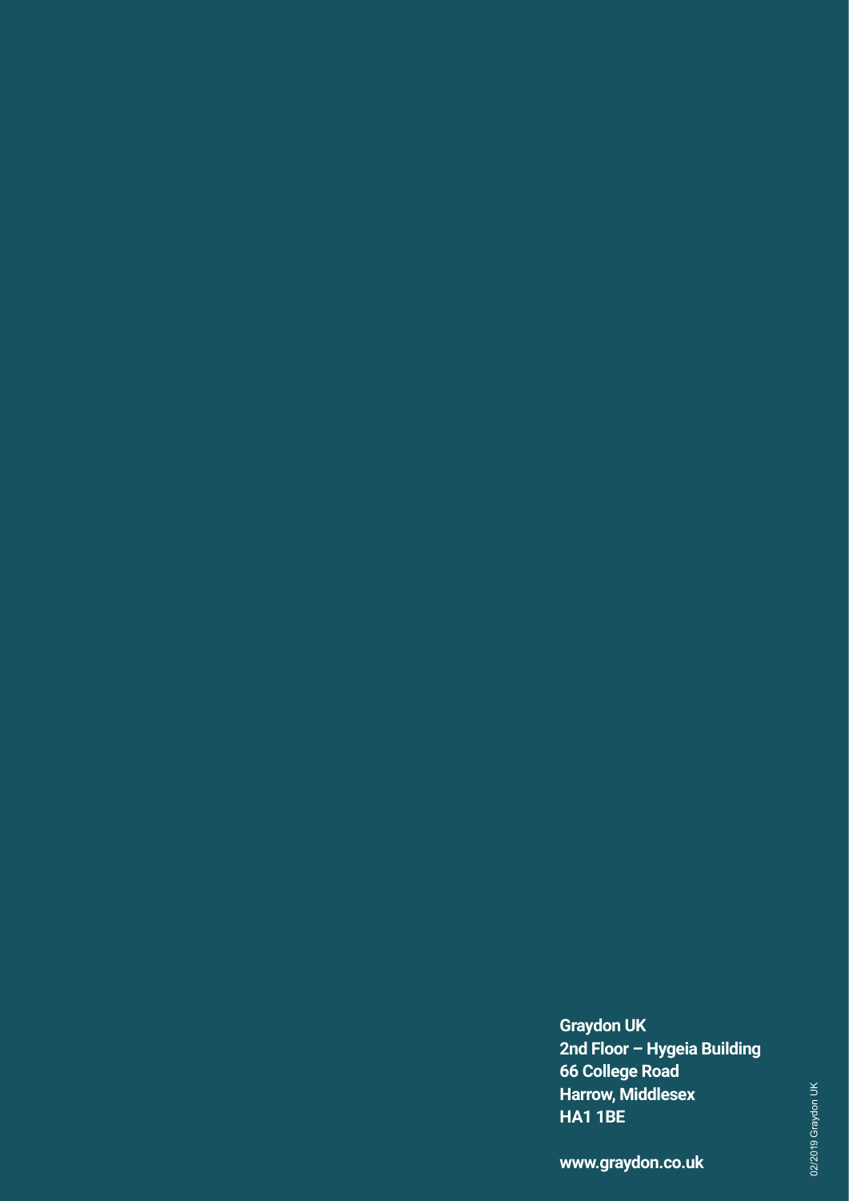**Graydon UK**
**2nd Floor – Hygeia Building**
**66 College Road**
**Harrow, Middlesex**
**HA1 1BE**

**www.graydon.co.uk**

02/2019 Graydon UK